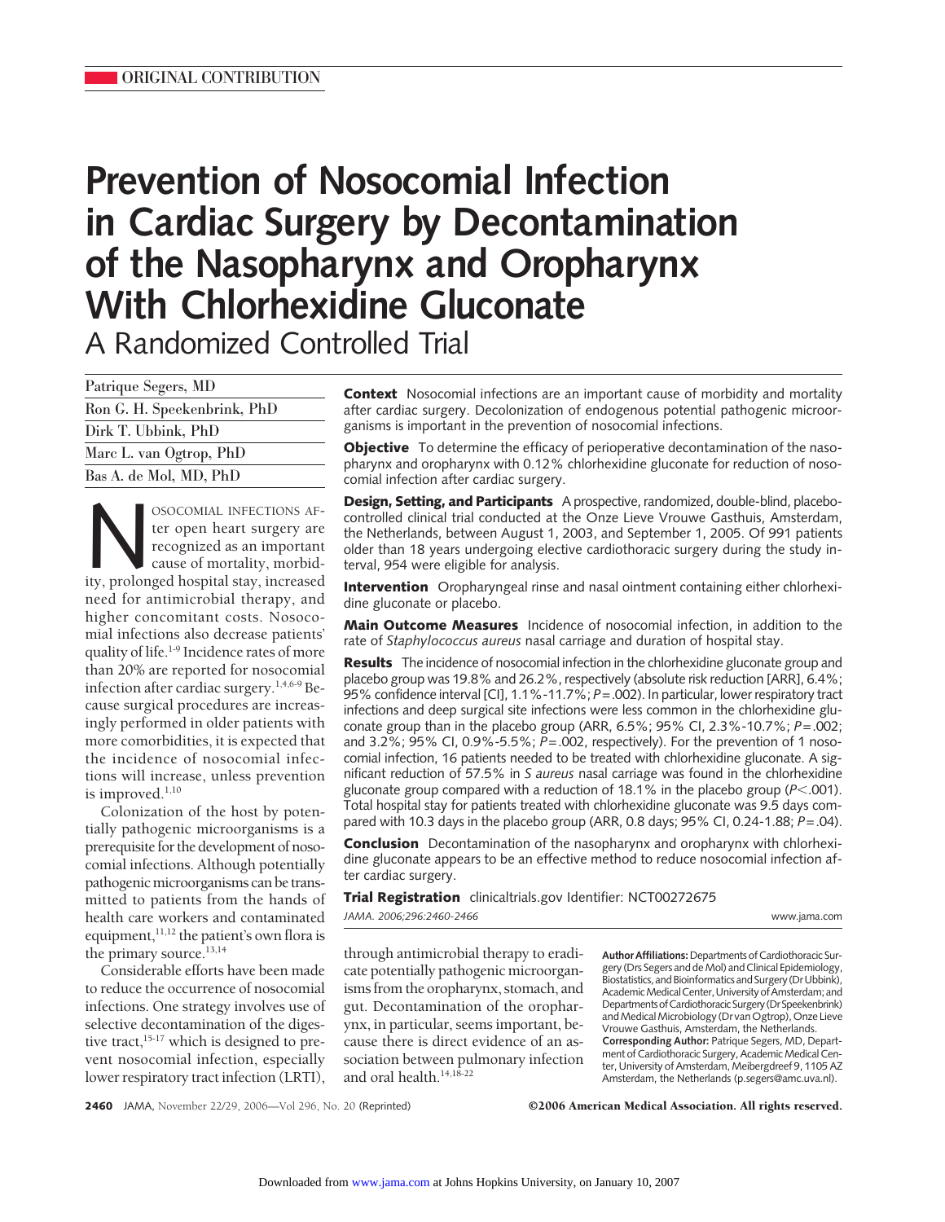ORIGINAL CONTRIBUTION

# Prevention of Nosocomial Infection in Cardiac Surgery by Decontamination of the Nasopharynx and Oropharynx With Chlorhexidine Gluconate

## A Randomized Controlled Trial

Patrique Segers, MD

Ron G. H. Speekenbrink, PhD

Dirk T. Ubbink, PhD

Marc L. van Ogtrop, PhD

Bas A. de Mol, MD, PhD

**Context** Nosocomial infections are an important cause of morbidity and mortality after cardiac surgery. Decolonization of endogenous potential pathogenic microorganisms is important in the prevention of nosocomial infections.

**Objective** To determine the efficacy of perioperative decontamination of the nasopharynx and oropharynx with 0.12% chlorhexidine gluconate for reduction of nosocomial infection after cardiac surgery.

**Design, Setting, and Participants** A prospective, randomized, double-blind, placebo-controlled clinical trial conducted at the Onze Lieve Vrouwe Gasthuis, Amsterdam, the Netherlands, between August 1, 2003, and September 1, 2005. Of 991 patients older than 18 years undergoing elective cardiothoracic surgery during the study interval, 954 were eligible for analysis.

**Intervention** Oropharyngeal rinse and nasal ointment containing either chlorhexidine gluconate or placebo.

**Main Outcome Measures** Incidence of nosocomial infection, in addition to the rate of *Staphylococcus aureus* nasal carriage and duration of hospital stay.

**Results** The incidence of nosocomial infection in the chlorhexidine gluconate group and placebo group was 19.8% and 26.2%, respectively (absolute risk reduction [ARR], 6.4%; 95% confidence interval [CI], 1.1%-11.7%; $P=.002$). In particular, lower respiratory tract infections and deep surgical site infections were less common in the chlorhexidine gluconate group than in the placebo group (ARR, 6.5%; 95% CI, 2.3%-10.7%; $P=.002$; and 3.2%; 95% CI, 0.9%-5.5%; $P=.002$, respectively). For the prevention of 1 nosocomial infection, 16 patients needed to be treated with chlorhexidine gluconate. A significant reduction of 57.5% in *S aureus* nasal carriage was found in the chlorhexidine gluconate group compared with a reduction of 18.1% in the placebo group ($P<.001$). Total hospital stay for patients treated with chlorhexidine gluconate was 9.5 days compared with 10.3 days in the placebo group (ARR, 0.8 days; 95% CI, 0.24-1.88; $P=.04$).

**Conclusion** Decontamination of the nasopharynx and oropharynx with chlorhexidine gluconate appears to be an effective method to reduce nosocomial infection after cardiac surgery.

**Trial Registration** clinicaltrials.gov Identifier: NCT00272675

*JAMA. 2006;296:2460-2466*

NOSOCOMIAL INFECTIONS AFTER open heart surgery are recognized as an important cause of mortality, morbidity, prolonged hospital stay, increased need for antimicrobial therapy, and higher concomitant costs. Nosocomial infections also decrease patients' quality of life.[1-9] Incidence rates of more than 20% are reported for nosocomial infection after cardiac surgery.[1,4,6-9] Because surgical procedures are increasingly performed in older patients with more comorbidities, it is expected that the incidence of nosocomial infections will increase, unless prevention is improved.[1,10]

Colonization of the host by potentially pathogenic microorganisms is a prerequisite for the development of nosocomial infections. Although potentially pathogenic microorganisms can be transmitted to patients from the hands of health care workers and contaminated equipment,[11,12] the patient's own flora is the primary source.[13,14]

Considerable efforts have been made to reduce the occurrence of nosocomial infections. One strategy involves use of selective decontamination of the digestive tract,[15-17] which is designed to prevent nosocomial infection, especially lower respiratory tract infection (LRTI), through antimicrobial therapy to eradicate potentially pathogenic microorganisms from the oropharynx, stomach, and gut. Decontamination of the oropharynx, in particular, seems important, because there is direct evidence of an association between pulmonary infection and oral health.[14,18-22]

**Author Affiliations:** Departments of Cardiothoracic Surgery (Drs Segers and de Mol) and Clinical Epidemiology, Biostatistics, and Bioinformatics and Surgery (Dr Ubbink), Academic Medical Center, University of Amsterdam; and Departments of Cardiothoracic Surgery (Dr Speekenbrink) and Medical Microbiology (Dr van Ogtrop), Onze Lieve Vrouwe Gasthuis, Amsterdam, the Netherlands.

**Corresponding Author:** Patrique Segers, MD, Department of Cardiothoracic Surgery, Academic Medical Center, University of Amsterdam, Meibergdreef 9, 1105 AZ Amsterdam, the Netherlands (p.segers@amc.uva.nl).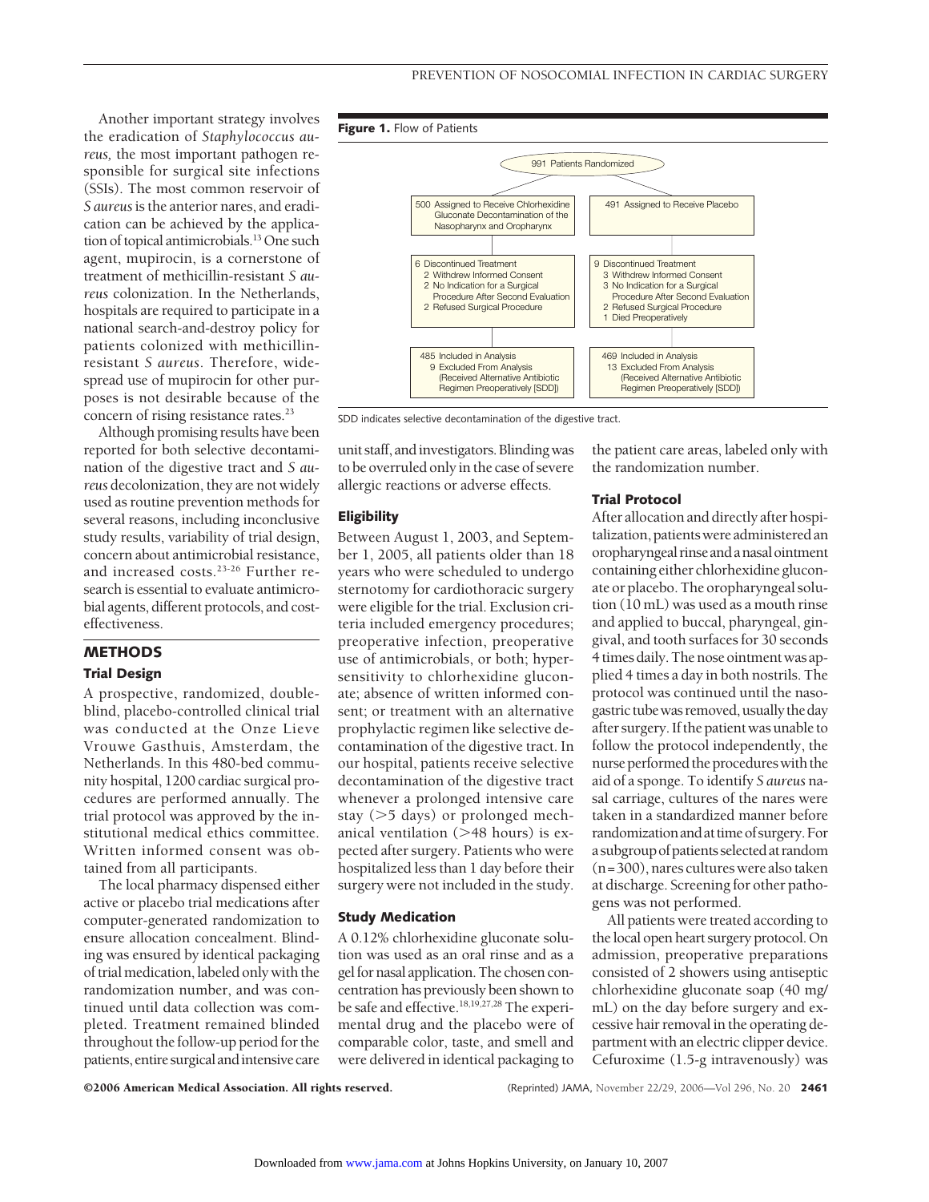Another important strategy involves the eradication of *Staphylococcus aureus,* the most important pathogen responsible for surgical site infections (SSIs). The most common reservoir of *S aureus* is the anterior nares, and eradication can be achieved by the application of topical antimicrobials.[13] One such agent, mupirocin, is a cornerstone of treatment of methicillin-resistant *S aureus* colonization. In the Netherlands, hospitals are required to participate in a national search-and-destroy policy for patients colonized with methicillin-resistant *S aureus*. Therefore, widespread use of mupirocin for other purposes is not desirable because of the concern of rising resistance rates.[23]

Although promising results have been reported for both selective decontamination of the digestive tract and *S aureus* decolonization, they are not widely used as routine prevention methods for several reasons, including inconclusive study results, variability of trial design, concern about antimicrobial resistance, and increased costs.[23-26] Further research is essential to evaluate antimicrobial agents, different protocols, and cost-effectiveness.

## METHODS

### Trial Design

A prospective, randomized, double-blind, placebo-controlled clinical trial was conducted at the Onze Lieve Vrouwe Gasthuis, Amsterdam, the Netherlands. In this 480-bed community hospital, 1200 cardiac surgical procedures are performed annually. The trial protocol was approved by the institutional medical ethics committee. Written informed consent was obtained from all participants.

The local pharmacy dispensed either active or placebo trial medications after computer-generated randomization to ensure allocation concealment. Blinding was ensured by identical packaging of trial medication, labeled only with the randomization number, and was continued until data collection was completed. Treatment remained blinded throughout the follow-up period for the patients, entire surgical and intensive care unit staff, and investigators. Blinding was to be overruled only in the case of severe allergic reactions or adverse effects.

**Figure 1.** Flow of Patients

991 Patients Randomized

| Chlorhexidine group | Placebo group |
|---|---|
| 500 Assigned to Receive Chlorhexidine Gluconate Decontamination of the Nasopharynx and Oropharynx | 491 Assigned to Receive Placebo |
| 6 Discontinued Treatment<br>2 Withdrew Informed Consent<br>2 No Indication for a Surgical Procedure After Second Evaluation<br>2 Refused Surgical Procedure | 9 Discontinued Treatment<br>3 Withdrew Informed Consent<br>3 No Indication for a Surgical Procedure After Second Evaluation<br>2 Refused Surgical Procedure<br>1 Died Preoperatively |
| 485 Included in Analysis<br>9 Excluded From Analysis (Received Alternative Antibiotic Regimen Preoperatively [SDD]) | 469 Included in Analysis<br>13 Excluded From Analysis (Received Alternative Antibiotic Regimen Preoperatively [SDD]) |

SDD indicates selective decontamination of the digestive tract.

### Eligibility

Between August 1, 2003, and September 1, 2005, all patients older than 18 years who were scheduled to undergo sternotomy for cardiothoracic surgery were eligible for the trial. Exclusion criteria included emergency procedures; preoperative infection, preoperative use of antimicrobials, or both; hypersensitivity to chlorhexidine gluconate; absence of written informed consent; or treatment with an alternative prophylactic regimen like selective decontamination of the digestive tract. In our hospital, patients receive selective decontamination of the digestive tract whenever a prolonged intensive care stay (>5 days) or prolonged mechanical ventilation (>48 hours) is expected after surgery. Patients who were hospitalized less than 1 day before their surgery were not included in the study.

### Study Medication

A 0.12% chlorhexidine gluconate solution was used as an oral rinse and as a gel for nasal application. The chosen concentration has previously been shown to be safe and effective.[18,19,27,28] The experimental drug and the placebo were of comparable color, taste, and smell and were delivered in identical packaging to the patient care areas, labeled only with the randomization number.

### Trial Protocol

After allocation and directly after hospitalization, patients were administered an oropharyngeal rinse and a nasal ointment containing either chlorhexidine gluconate or placebo. The oropharyngeal solution (10 mL) was used as a mouth rinse and applied to buccal, pharyngeal, gingival, and tooth surfaces for 30 seconds 4 times daily. The nose ointment was applied 4 times a day in both nostrils. The protocol was continued until the nasogastric tube was removed, usually the day after surgery. If the patient was unable to follow the protocol independently, the nurse performed the procedures with the aid of a sponge. To identify *S aureus* nasal carriage, cultures of the nares were taken in a standardized manner before randomization and at time of surgery. For a subgroup of patients selected at random (n=300), nares cultures were also taken at discharge. Screening for other pathogens was not performed.

All patients were treated according to the local open heart surgery protocol. On admission, preoperative preparations consisted of 2 showers using antiseptic chlorhexidine gluconate soap (40 mg/mL) on the day before surgery and excessive hair removal in the operating department with an electric clipper device. Cefuroxime (1.5-g intravenously) was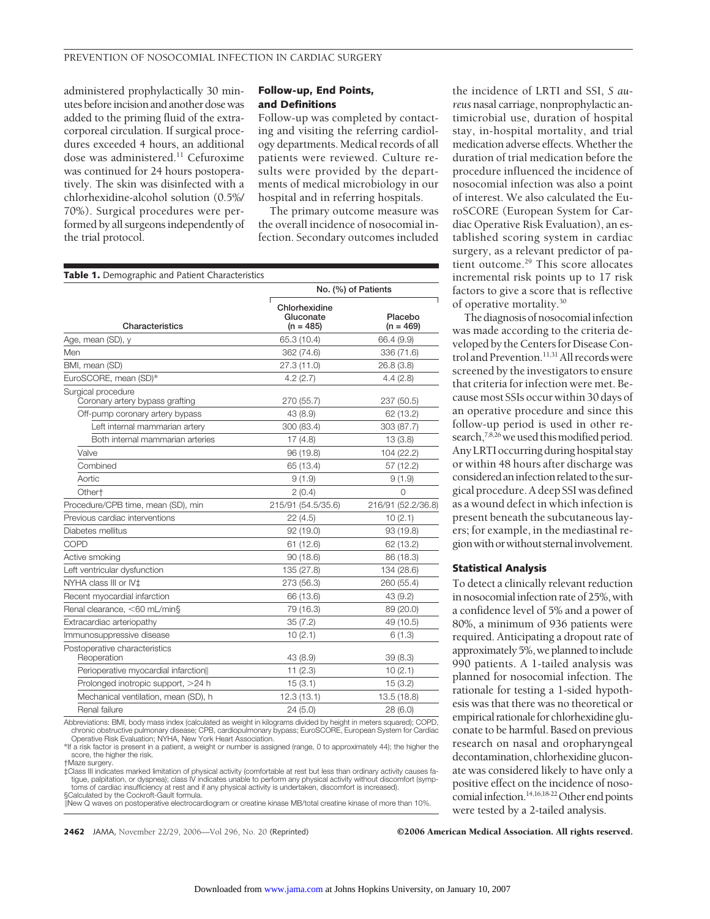administered prophylactically 30 minutes before incision and another dose was added to the priming fluid of the extracorporeal circulation. If surgical procedures exceeded 4 hours, an additional dose was administered.[11] Cefuroxime was continued for 24 hours postoperatively. The skin was disinfected with a chlorhexidine-alcohol solution (0.5%/70%). Surgical procedures were performed by all surgeons independently of the trial protocol.

### Follow-up, End Points, and Definitions

Follow-up was completed by contacting and visiting the referring cardiology departments. Medical records of all patients were reviewed. Culture results were provided by the departments of medical microbiology in our hospital and in referring hospitals.

The primary outcome measure was the overall incidence of nosocomial infection. Secondary outcomes included the incidence of LRTI and SSI, *S aureus* nasal carriage, nonprophylactic antimicrobial use, duration of hospital stay, in-hospital mortality, and trial medication adverse effects. Whether the duration of trial medication before the procedure influenced the incidence of nosocomial infection was also a point of interest. We also calculated the EuroSCORE (European System for Cardiac Operative Risk Evaluation), an established scoring system in cardiac surgery, as a relevant predictor of patient outcome.[29] This score allocates incremental risk points up to 17 risk factors to give a score that is reflective of operative mortality.[30]

The diagnosis of nosocomial infection was made according to the criteria developed by the Centers for Disease Control and Prevention.[11,31] All records were screened by the investigators to ensure that criteria for infection were met. Because most SSIs occur within 30 days of an operative procedure and since this follow-up period is used in other research,[7,8,26] we used this modified period. Any LRTI occurring during hospital stay or within 48 hours after discharge was considered an infection related to the surgical procedure. A deep SSI was defined as a wound defect in which infection is present beneath the subcutaneous layers; for example, in the mediastinal region with or without sternal involvement.

**Table 1.** Demographic and Patient Characteristics

| Characteristics | No. (%) of Patients | |
|---|---|---|
| | Chlorhexidine Gluconate (n = 485) | Placebo (n = 469) |
| Age, mean (SD), y | 65.3 (10.4) | 66.4 (9.9) |
| Men | 362 (74.6) | 336 (71.6) |
| BMI, mean (SD) | 27.3 (11.0) | 26.8 (3.8) |
| EuroSCORE, mean (SD)* | 4.2 (2.7) | 4.4 (2.8) |
| Surgical procedure | | |
| Coronary artery bypass grafting | 270 (55.7) | 237 (50.5) |
| Off-pump coronary artery bypass | 43 (8.9) | 62 (13.2) |
| Left internal mammarian artery | 300 (83.4) | 303 (87.7) |
| Both internal mammarian arteries | 17 (4.8) | 13 (3.8) |
| Valve | 96 (19.8) | 104 (22.2) |
| Combined | 65 (13.4) | 57 (12.2) |
| Aortic | 9 (1.9) | 9 (1.9) |
| Other† | 2 (0.4) | 0 |
| Procedure/CPB time, mean (SD), min | 215/91 (54.5/35.6) | 216/91 (52.2/36.8) |
| Previous cardiac interventions | 22 (4.5) | 10 (2.1) |
| Diabetes mellitus | 92 (19.0) | 93 (19.8) |
| COPD | 61 (12.6) | 62 (13.2) |
| Active smoking | 90 (18.6) | 86 (18.3) |
| Left ventricular dysfunction | 135 (27.8) | 134 (28.6) |
| NYHA class III or IV‡ | 273 (56.3) | 260 (55.4) |
| Recent myocardial infarction | 66 (13.6) | 43 (9.2) |
| Renal clearance, <60 mL/min§ | 79 (16.3) | 89 (20.0) |
| Extracardiac arteriopathy | 35 (7.2) | 49 (10.5) |
| Immunosuppressive disease | 10 (2.1) | 6 (1.3) |
| Postoperative characteristics | | |
| Reoperation | 43 (8.9) | 39 (8.3) |
| Perioperative myocardial infarction‖ | 11 (2.3) | 10 (2.1) |
| Prolonged inotropic support, >24 h | 15 (3.1) | 15 (3.2) |
| Mechanical ventilation, mean (SD), h | 12.3 (13.1) | 13.5 (18.8) |
| Renal failure | 24 (5.0) | 28 (6.0) |

Abbreviations: BMI, body mass index (calculated as weight in kilograms divided by height in meters squared); COPD, chronic obstructive pulmonary disease; CPB, cardiopulmonary bypass; EuroSCORE, European System for Cardiac Operative Risk Evaluation; NYHA, New York Heart Association.

*If a risk factor is present in a patient, a weight or number is assigned (range, 0 to approximately 44); the higher the score, the higher the risk.

†Maze surgery.

‡Class III indicates marked limitation of physical activity (comfortable at rest but less than ordinary activity causes fatigue, palpitation, or dyspnea); class IV indicates unable to perform any physical activity without discomfort (symptoms of cardiac insufficiency at rest and if any physical activity is undertaken, discomfort is increased).

§Calculated by the Cockroft-Gault formula.

‖New Q waves on postoperative electrocardiogram or creatine kinase MB/total creatine kinase of more than 10%.

### Statistical Analysis

To detect a clinically relevant reduction in nosocomial infection rate of 25%, with a confidence level of 5% and a power of 80%, a minimum of 936 patients were required. Anticipating a dropout rate of approximately 5%, we planned to include 990 patients. A 1-tailed analysis was planned for nosocomial infection. The rationale for testing a 1-sided hypothesis was that there was no theoretical or empirical rationale for chlorhexidine gluconate to be harmful. Based on previous research on nasal and oropharyngeal decontamination, chlorhexidine gluconate was considered likely to have only a positive effect on the incidence of nosocomial infection.[14,16,18-22] Other end points were tested by a 2-tailed analysis.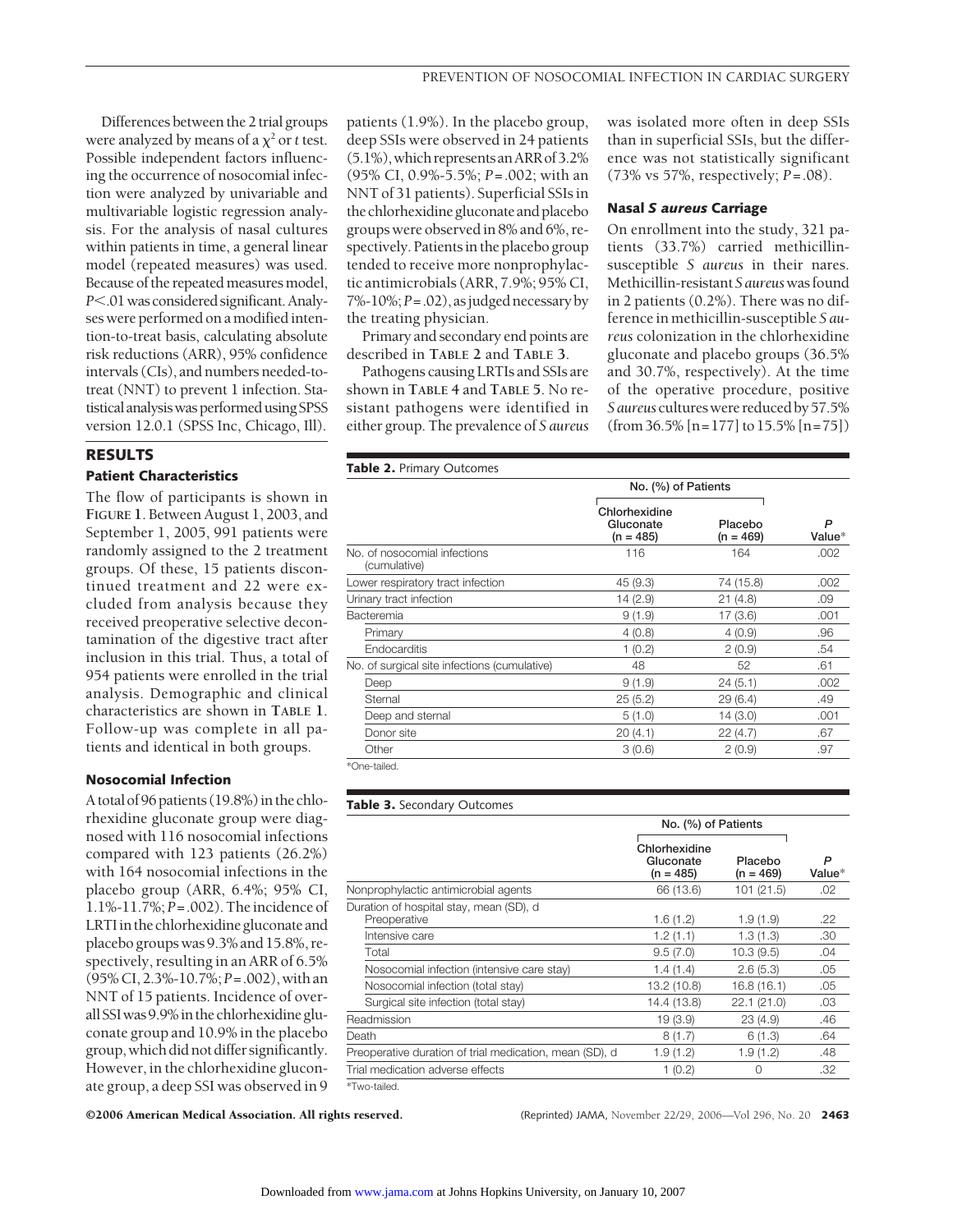Differences between the 2 trial groups were analyzed by means of a $\chi^2$ or *t* test. Possible independent factors influencing the occurrence of nosocomial infection were analyzed by univariable and multivariable logistic regression analysis. For the analysis of nasal cultures within patients in time, a general linear model (repeated measures) was used. Because of the repeated measures model, $P<.01$ was considered significant. Analyses were performed on a modified intention-to-treat basis, calculating absolute risk reductions (ARR), 95% confidence intervals (CIs), and numbers needed-to-treat (NNT) to prevent 1 infection. Statistical analysis was performed using SPSS version 12.0.1 (SPSS Inc, Chicago, Ill).

## RESULTS

### Patient Characteristics

The flow of participants is shown in **FIGURE 1**. Between August 1, 2003, and September 1, 2005, 991 patients were randomly assigned to the 2 treatment groups. Of these, 15 patients discontinued treatment and 22 were excluded from analysis because they received preoperative selective decontamination of the digestive tract after inclusion in this trial. Thus, a total of 954 patients were enrolled in the trial analysis. Demographic and clinical characteristics are shown in **TABLE 1**. Follow-up was complete in all patients and identical in both groups.

### Nosocomial Infection

A total of 96 patients (19.8%) in the chlorhexidine gluconate group were diagnosed with 116 nosocomial infections compared with 123 patients (26.2%) with 164 nosocomial infections in the placebo group (ARR, 6.4%; 95% CI, 1.1%-11.7%; $P=.002$). The incidence of LRTI in the chlorhexidine gluconate and placebo groups was 9.3% and 15.8%, respectively, resulting in an ARR of 6.5% (95% CI, 2.3%-10.7%; $P=.002$), with an NNT of 15 patients. Incidence of overall SSI was 9.9% in the chlorhexidine gluconate group and 10.9% in the placebo group, which did not differ significantly. However, in the chlorhexidine gluconate group, a deep SSI was observed in 9 patients (1.9%). In the placebo group, deep SSIs were observed in 24 patients (5.1%), which represents an ARR of 3.2% (95% CI, 0.9%-5.5%; $P=.002$; with an NNT of 31 patients). Superficial SSIs in the chlorhexidine gluconate and placebo groups were observed in 8% and 6%, respectively. Patients in the placebo group tended to receive more nonprophylactic antimicrobials (ARR, 7.9%; 95% CI, 7%-10%; $P=.02$), as judged necessary by the treating physician.

Primary and secondary end points are described in **TABLE 2** and **TABLE 3**.

Pathogens causing LRTIs and SSIs are shown in **TABLE 4** and **TABLE 5**. No resistant pathogens were identified in either group. The prevalence of *S aureus* was isolated more often in deep SSIs than in superficial SSIs, but the difference was not statistically significant (73% vs 57%, respectively; $P=.08$).

### Nasal *S aureus* Carriage

On enrollment into the study, 321 patients (33.7%) carried methicillin-susceptible *S aureus* in their nares. Methicillin-resistant *S aureus* was found in 2 patients (0.2%). There was no difference in methicillin-susceptible *S aureus* colonization in the chlorhexidine gluconate and placebo groups (36.5% and 30.7%, respectively). At the time of the operative procedure, positive *S aureus* cultures were reduced by 57.5% (from 36.5% [n=177] to 15.5% [n=75])

**Table 2.** Primary Outcomes

| | No. (%) of Patients | | |
|---|---|---|---|
| | Chlorhexidine Gluconate (n = 485) | Placebo (n = 469) | *P* Value* |
| No. of nosocomial infections (cumulative) | 116 | 164 | .002 |
| Lower respiratory tract infection | 45 (9.3) | 74 (15.8) | .002 |
| Urinary tract infection | 14 (2.9) | 21 (4.8) | .09 |
| Bacteremia | 9 (1.9) | 17 (3.6) | .001 |
| Primary | 4 (0.8) | 4 (0.9) | .96 |
| Endocarditis | 1 (0.2) | 2 (0.9) | .54 |
| No. of surgical site infections (cumulative) | 48 | 52 | .61 |
| Deep | 9 (1.9) | 24 (5.1) | .002 |
| Sternal | 25 (5.2) | 29 (6.4) | .49 |
| Deep and sternal | 5 (1.0) | 14 (3.0) | .001 |
| Donor site | 20 (4.1) | 22 (4.7) | .67 |
| Other | 3 (0.6) | 2 (0.9) | .97 |

*One-tailed.

**Table 3.** Secondary Outcomes

| | No. (%) of Patients | | |
|---|---|---|---|
| | Chlorhexidine Gluconate (n = 485) | Placebo (n = 469) | *P* Value* |
| Nonprophylactic antimicrobial agents | 66 (13.6) | 101 (21.5) | .02 |
| Duration of hospital stay, mean (SD), d | | | |
| Preoperative | 1.6 (1.2) | 1.9 (1.9) | .22 |
| Intensive care | 1.2 (1.1) | 1.3 (1.3) | .30 |
| Total | 9.5 (7.0) | 10.3 (9.5) | .04 |
| Nosocomial infection (intensive care stay) | 1.4 (1.4) | 2.6 (5.3) | .05 |
| Nosocomial infection (total stay) | 13.2 (10.8) | 16.8 (16.1) | .05 |
| Surgical site infection (total stay) | 14.4 (13.8) | 22.1 (21.0) | .03 |
| Readmission | 19 (3.9) | 23 (4.9) | .46 |
| Death | 8 (1.7) | 6 (1.3) | .64 |
| Preoperative duration of trial medication, mean (SD), d | 1.9 (1.2) | 1.9 (1.2) | .48 |
| Trial medication adverse effects | 1 (0.2) | 0 | .32 |

*Two-tailed.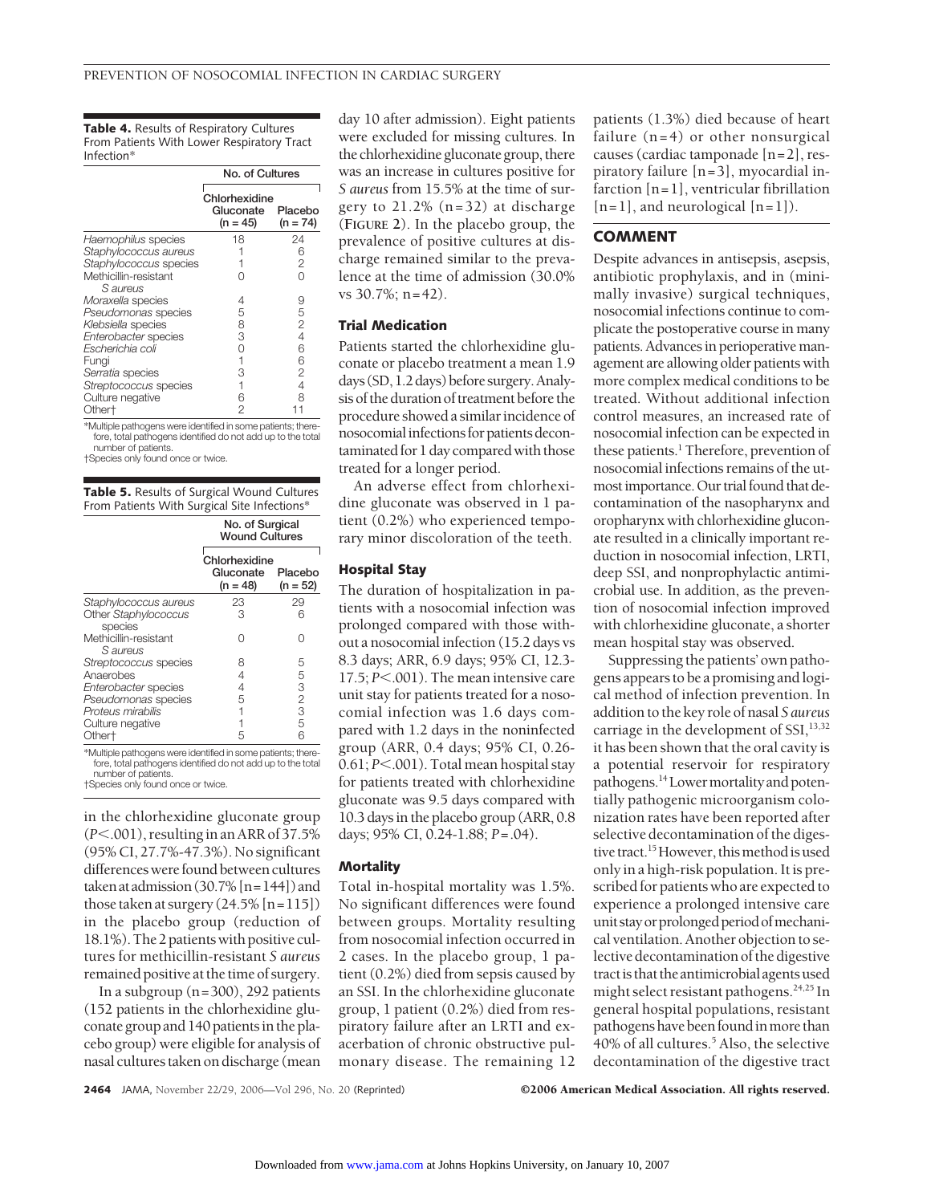**Table 4.** Results of Respiratory Cultures From Patients With Lower Respiratory Tract Infection*

| | No. of Cultures | |
|---|---|---|
| | Chlorhexidine Gluconate (n = 45) | Placebo (n = 74) |
| *Haemophilus* species | 18 | 24 |
| *Staphylococcus aureus* | 1 | 6 |
| *Staphylococcus* species | 1 | 2 |
| Methicillin-resistant *S aureus* | 0 | 0 |
| *Moraxella* species | 4 | 9 |
| *Pseudomonas* species | 5 | 5 |
| *Klebsiella* species | 8 | 2 |
| *Enterobacter* species | 3 | 4 |
| *Escherichia coli* | 0 | 6 |
| Fungi | 1 | 6 |
| *Serratia* species | 3 | 2 |
| *Streptococcus* species | 1 | 4 |
| Culture negative | 6 | 8 |
| Other† | 2 | 11 |

*Multiple pathogens were identified in some patients; therefore, total pathogens identified do not add up to the total number of patients.
†Species only found once or twice.

**Table 5.** Results of Surgical Wound Cultures From Patients With Surgical Site Infections*

| | No. of Surgical Wound Cultures | |
|---|---|---|
| | Chlorhexidine Gluconate (n = 48) | Placebo (n = 52) |
| *Staphylococcus aureus* | 23 | 29 |
| Other *Staphylococcus* species | 3 | 6 |
| Methicillin-resistant *S aureus* | 0 | 0 |
| *Streptococcus* species | 8 | 5 |
| Anaerobes | 4 | 5 |
| *Enterobacter* species | 4 | 3 |
| *Pseudomonas* species | 5 | 2 |
| *Proteus mirabilis* | 1 | 3 |
| Culture negative | 1 | 5 |
| Other† | 5 | 6 |

*Multiple pathogens were identified in some patients; therefore, total pathogens identified do not add up to the total number of patients.
†Species only found once or twice.

in the chlorhexidine gluconate group ($P<.001$), resulting in an ARR of 37.5% (95% CI, 27.7%-47.3%). No significant differences were found between cultures taken at admission (30.7% [n=144]) and those taken at surgery (24.5% [n=115]) in the placebo group (reduction of 18.1%). The 2 patients with positive cultures for methicillin-resistant *S aureus* remained positive at the time of surgery.

In a subgroup (n=300), 292 patients (152 patients in the chlorhexidine gluconate group and 140 patients in the placebo group) were eligible for analysis of nasal cultures taken on discharge (mean day 10 after admission). Eight patients were excluded for missing cultures. In the chlorhexidine gluconate group, there was an increase in cultures positive for *S aureus* from 15.5% at the time of surgery to 21.2% (n=32) at discharge (**FIGURE 2**). In the placebo group, the prevalence of positive cultures at discharge remained similar to the prevalence at the time of admission (30.0% vs 30.7%; n=42).

### Trial Medication

Patients started the chlorhexidine gluconate or placebo treatment a mean 1.9 days (SD, 1.2 days) before surgery. Analysis of the duration of treatment before the procedure showed a similar incidence of nosocomial infections for patients decontaminated for 1 day compared with those treated for a longer period.

An adverse effect from chlorhexidine gluconate was observed in 1 patient (0.2%) who experienced temporary minor discoloration of the teeth.

### Hospital Stay

The duration of hospitalization in patients with a nosocomial infection was prolonged compared with those without a nosocomial infection (15.2 days vs 8.3 days; ARR, 6.9 days; 95% CI, 12.3-17.5; $P<.001$). The mean intensive care unit stay for patients treated for a nosocomial infection was 1.6 days compared with 1.2 days in the noninfected group (ARR, 0.4 days; 95% CI, 0.26-0.61; $P<.001$). Total mean hospital stay for patients treated with chlorhexidine gluconate was 9.5 days compared with 10.3 days in the placebo group (ARR, 0.8 days; 95% CI, 0.24-1.88; $P=.04$).

### Mortality

Total in-hospital mortality was 1.5%. No significant differences were found between groups. Mortality resulting from nosocomial infection occurred in 2 cases. In the placebo group, 1 patient (0.2%) died from sepsis caused by an SSI. In the chlorhexidine gluconate group, 1 patient (0.2%) died from respiratory failure after an LRTI and exacerbation of chronic obstructive pulmonary disease. The remaining 12 patients (1.3%) died because of heart failure (n=4) or other nonsurgical causes (cardiac tamponade [n=2], respiratory failure [n=3], myocardial infarction [n=1], ventricular fibrillation [n=1], and neurological [n=1]).

## COMMENT

Despite advances in antisepsis, asepsis, antibiotic prophylaxis, and in (minimally invasive) surgical techniques, nosocomial infections continue to complicate the postoperative course in many patients. Advances in perioperative management are allowing older patients with more complex medical conditions to be treated. Without additional infection control measures, an increased rate of nosocomial infection can be expected in these patients.[1] Therefore, prevention of nosocomial infections remains of the utmost importance. Our trial found that decontamination of the nasopharynx and oropharynx with chlorhexidine gluconate resulted in a clinically important reduction in nosocomial infection, LRTI, deep SSI, and nonprophylactic antimicrobial use. In addition, as the prevention of nosocomial infection improved with chlorhexidine gluconate, a shorter mean hospital stay was observed.

Suppressing the patients' own pathogens appears to be a promising and logical method of infection prevention. In addition to the key role of nasal *S aureus* carriage in the development of SSI,[13,32] it has been shown that the oral cavity is a potential reservoir for respiratory pathogens.[14] Lower mortality and potentially pathogenic microorganism colonization rates have been reported after selective decontamination of the digestive tract.[15] However, this method is used only in a high-risk population. It is prescribed for patients who are expected to experience a prolonged intensive care unit stay or prolonged period of mechanical ventilation. Another objection to selective decontamination of the digestive tract is that the antimicrobial agents used might select resistant pathogens.[24,25] In general hospital populations, resistant pathogens have been found in more than 40% of all cultures.[5] Also, the selective decontamination of the digestive tract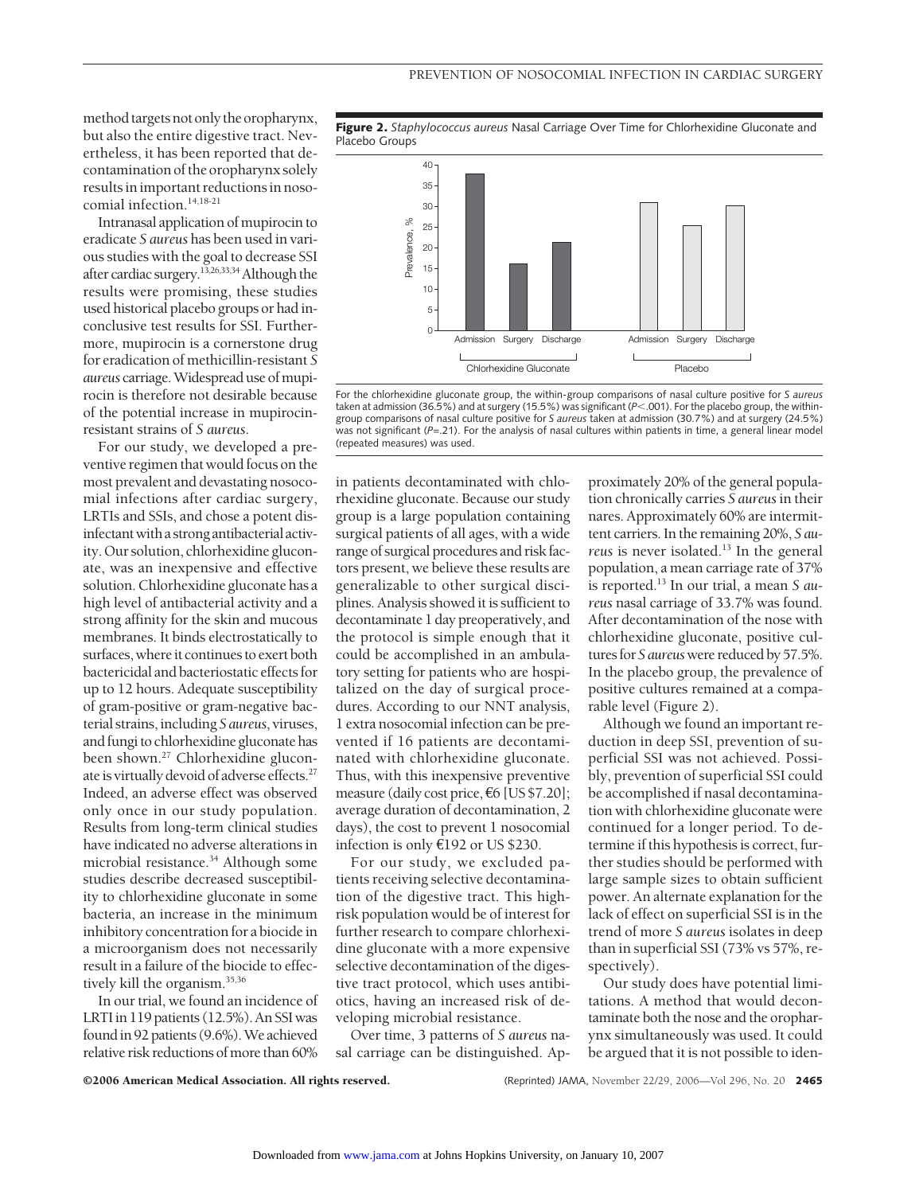method targets not only the oropharynx, but also the entire digestive tract. Nevertheless, it has been reported that decontamination of the oropharynx solely results in important reductions in nosocomial infection.[14,18-21]

Intranasal application of mupirocin to eradicate *S aureus* has been used in various studies with the goal to decrease SSI after cardiac surgery.[13,26,33,34] Although the results were promising, these studies used historical placebo groups or had inconclusive test results for SSI. Furthermore, mupirocin is a cornerstone drug for eradication of methicillin-resistant *S aureus* carriage. Widespread use of mupirocin is therefore not desirable because of the potential increase in mupirocin-resistant strains of *S aureus*.

For our study, we developed a preventive regimen that would focus on the most prevalent and devastating nosocomial infections after cardiac surgery, LRTIs and SSIs, and chose a potent disinfectant with a strong antibacterial activity. Our solution, chlorhexidine gluconate, was an inexpensive and effective solution. Chlorhexidine gluconate has a high level of antibacterial activity and a strong affinity for the skin and mucous membranes. It binds electrostatically to surfaces, where it continues to exert both bactericidal and bacteriostatic effects for up to 12 hours. Adequate susceptibility of gram-positive or gram-negative bacterial strains, including *S aureus*, viruses, and fungi to chlorhexidine gluconate has been shown.[27] Chlorhexidine gluconate is virtually devoid of adverse effects.[27] Indeed, an adverse effect was observed only once in our study population. Results from long-term clinical studies have indicated no adverse alterations in microbial resistance.[34] Although some studies describe decreased susceptibility to chlorhexidine gluconate in some bacteria, an increase in the minimum inhibitory concentration for a biocide in a microorganism does not necessarily result in a failure of the biocide to effectively kill the organism.[35,36]

In our trial, we found an incidence of LRTI in 119 patients (12.5%). An SSI was found in 92 patients (9.6%). We achieved relative risk reductions of more than 60% in patients decontaminated with chlorhexidine gluconate. Because our study group is a large population containing surgical patients of all ages, with a wide range of surgical procedures and risk factors present, we believe these results are generalizable to other surgical disciplines. Analysis showed it is sufficient to decontaminate 1 day preoperatively, and the protocol is simple enough that it could be accomplished in an ambulatory setting for patients who are hospitalized on the day of surgical procedures. According to our NNT analysis, 1 extra nosocomial infection can be prevented if 16 patients are decontaminated with chlorhexidine gluconate. Thus, with this inexpensive preventive measure (daily cost price, €6 [US $7.20]; average duration of decontamination, 2 days), the cost to prevent 1 nosocomial infection is only €192 or US $230.

For our study, we excluded patients receiving selective decontamination of the digestive tract. This high-risk population would be of interest for further research to compare chlorhexidine gluconate with a more expensive selective decontamination of the digestive tract protocol, which uses antibiotics, having an increased risk of developing microbial resistance.

Over time, 3 patterns of *S aureus* nasal carriage can be distinguished. Approximately 20% of the general population chronically carries *S aureus* in their nares. Approximately 60% are intermittent carriers. In the remaining 20%, *S aureus* is never isolated.[13] In the general population, a mean carriage rate of 37% is reported.[13] In our trial, a mean *S aureus* nasal carriage of 33.7% was found. After decontamination of the nose with chlorhexidine gluconate, positive cultures for *S aureus* were reduced by 57.5%. In the placebo group, the prevalence of positive cultures remained at a comparable level (Figure 2).

**Figure 2.** *Staphylococcus aureus* Nasal Carriage Over Time for Chlorhexidine Gluconate and Placebo Groups

For the chlorhexidine gluconate group, the within-group comparisons of nasal culture positive for *S aureus* taken at admission (36.5%) and at surgery (15.5%) was significant ($P<.001$). For the placebo group, the within-group comparisons of nasal culture positive for *S aureus* taken at admission (30.7%) and at surgery (24.5%) was not significant ($P=.21$). For the analysis of nasal cultures within patients in time, a general linear model (repeated measures) was used.

Although we found an important reduction in deep SSI, prevention of superficial SSI was not achieved. Possibly, prevention of superficial SSI could be accomplished if nasal decontamination with chlorhexidine gluconate were continued for a longer period. To determine if this hypothesis is correct, further studies should be performed with large sample sizes to obtain sufficient power. An alternate explanation for the lack of effect on superficial SSI is in the trend of more *S aureus* isolates in deep than in superficial SSI (73% vs 57%, respectively).

Our study does have potential limitations. A method that would decontaminate both the nose and the oropharynx simultaneously was used. It could be argued that it is not possible to iden-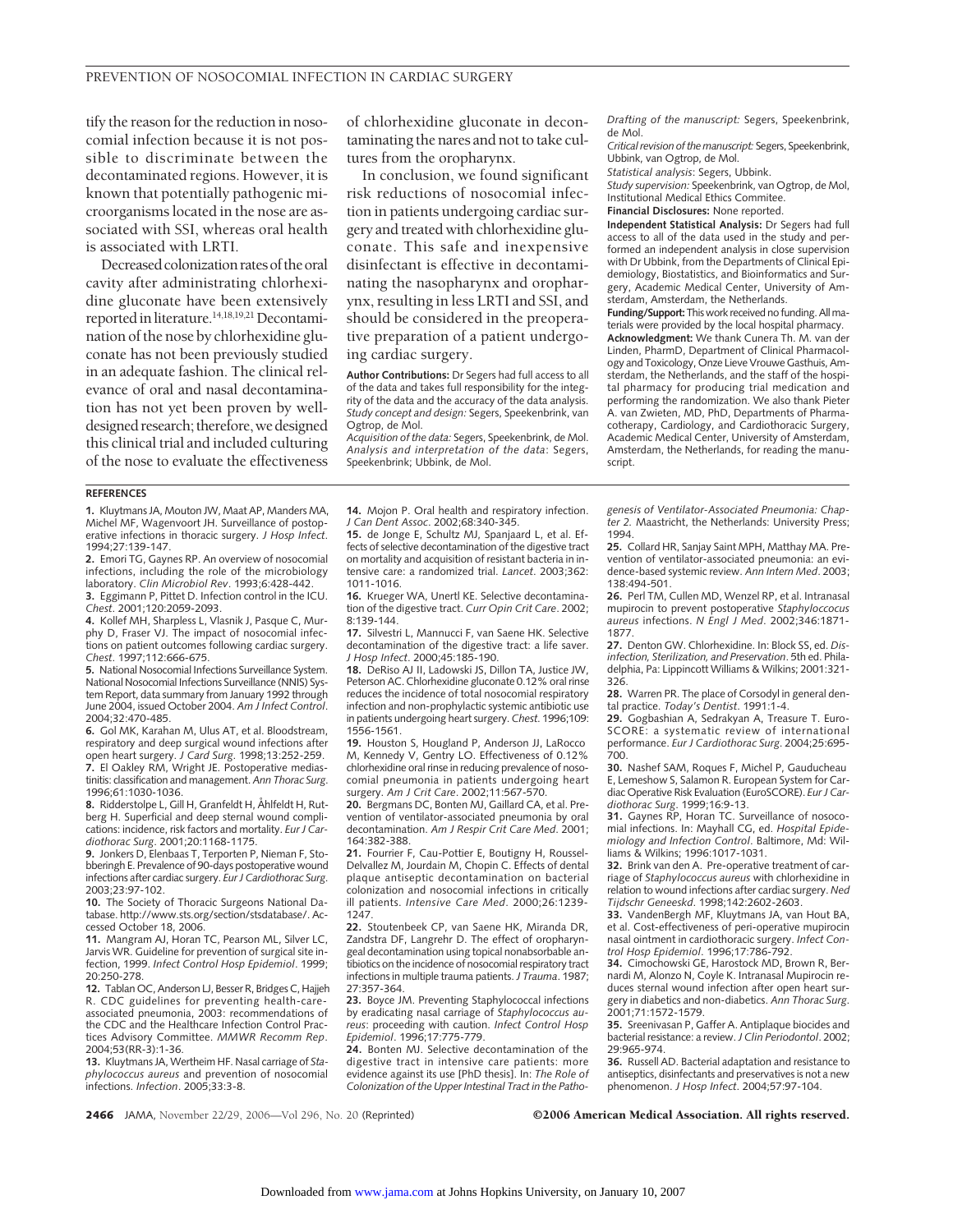tify the reason for the reduction in nosocomial infection because it is not possible to discriminate between the decontaminated regions. However, it is known that potentially pathogenic microorganisms located in the nose are associated with SSI, whereas oral health is associated with LRTI.

Decreased colonization rates of the oral cavity after administrating chlorhexidine gluconate have been extensively reported in literature.[14,18,19,21] Decontamination of the nose by chlorhexidine gluconate has not been previously studied in an adequate fashion. The clinical relevance of oral and nasal decontamination has not yet been proven by well-designed research; therefore, we designed this clinical trial and included culturing of the nose to evaluate the effectiveness of chlorhexidine gluconate in decontaminating the nares and not to take cultures from the oropharynx.

In conclusion, we found significant risk reductions of nosocomial infection in patients undergoing cardiac surgery and treated with chlorhexidine gluconate. This safe and inexpensive disinfectant is effective in decontaminating the nasopharynx and oropharynx, resulting in less LRTI and SSI, and should be considered in the preoperative preparation of a patient undergoing cardiac surgery.

**Author Contributions:** Dr Segers had full access to all of the data and takes full responsibility for the integrity of the data and the accuracy of the data analysis.
*Study concept and design:* Segers, Speekenbrink, van Ogtrop, de Mol.
*Acquisition of the data:* Segers, Speekenbrink, de Mol.
*Analysis and interpretation of the data*: Segers, Speekenbrink; Ubbink, de Mol.
*Drafting of the manuscript:* Segers, Speekenbrink, de Mol.
*Critical revision of the manuscript:* Segers, Speekenbrink, Ubbink, van Ogtrop, de Mol.
*Statistical analysis*: Segers, Ubbink.
*Study supervision:* Speekenbrink, van Ogtrop, de Mol, Institutional Medical Ethics Commitee.

**Financial Disclosures:** None reported.

**Independent Statistical Analysis:** Dr Segers had full access to all of the data used in the study and performed an independent analysis in close supervision with Dr Ubbink, from the Departments of Clinical Epidemiology, Biostatistics, and Bioinformatics and Surgery, Academic Medical Center, University of Amsterdam, Amsterdam, the Netherlands.

**Funding/Support:** This work received no funding. All materials were provided by the local hospital pharmacy.

**Acknowledgment:** We thank Cunera Th. M. van der Linden, PharmD, Department of Clinical Pharmacology and Toxicology, Onze Lieve Vrouwe Gasthuis, Amsterdam, the Netherlands, and the staff of the hospital pharmacy for producing trial medication and performing the randomization. We also thank Pieter A. van Zwieten, MD, PhD, Departments of Pharmacotherapy, Cardiology, and Cardiothoracic Surgery, Academic Medical Center, University of Amsterdam, Amsterdam, the Netherlands, for reading the manuscript.

## REFERENCES

1. Kluytmans JA, Mouton JW, Maat AP, Manders MA, Michel MF, Wagenvoort JH. Surveillance of postoperative infections in thoracic surgery. *J Hosp Infect*. 1994;27:139-147.
2. Emori TG, Gaynes RP. An overview of nosocomial infections, including the role of the microbiology laboratory. *Clin Microbiol Rev*. 1993;6:428-442.
3. Eggimann P, Pittet D. Infection control in the ICU. *Chest*. 2001;120:2059-2093.
4. Kollef MH, Sharpless L, Vlasnik J, Pasque C, Murphy D, Fraser VJ. The impact of nosocomial infections on patient outcomes following cardiac surgery. *Chest*. 1997;112:666-675.
5. National Nosocomial Infections Surveillance System. National Nosocomial Infections Surveillance (NNIS) System Report, data summary from January 1992 through June 2004, issued October 2004. *Am J Infect Control*. 2004;32:470-485.
6. Gol MK, Karahan M, Ulus AT, et al. Bloodstream, respiratory and deep surgical wound infections after open heart surgery. *J Card Surg*. 1998;13:252-259.
7. El Oakley RM, Wright JE. Postoperative mediastinitis: classification and management. *Ann Thorac Surg*. 1996;61:1030-1036.
8. Ridderstolpe L, Gill H, Granfeldt H, Åhlfeldt H, Rutberg H. Superficial and deep sternal wound complications: incidence, risk factors and mortality. *Eur J Cardiothorac Surg*. 2001;20:1168-1175.
9. Jonkers D, Elenbaas T, Terporten P, Nieman F, Stobberingh E. Prevalence of 90-days postoperative wound infections after cardiac surgery. *Eur J Cardiothorac Surg*. 2003;23:97-102.
10. The Society of Thoracic Surgeons National Database. http://www.sts.org/section/stsdatabase/. Accessed October 18, 2006.
11. Mangram AJ, Horan TC, Pearson ML, Silver LC, Jarvis WR. Guideline for prevention of surgical site infection, 1999. *Infect Control Hosp Epidemiol*. 1999;20:250-278.
12. Tablan OC, Anderson LJ, Besser R, Bridges C, Hajjeh R. CDC guidelines for preventing health-care-associated pneumonia, 2003: recommendations of the CDC and the Healthcare Infection Control Practices Advisory Committee. *MMWR Recomm Rep*. 2004;53(RR-3):1-36.
13. Kluytmans JA, Wertheim HF. Nasal carriage of *Staphylococcus aureus* and prevention of nosocomial infections. *Infection*. 2005;33:3-8.
14. Mojon P. Oral health and respiratory infection. *J Can Dent Assoc*. 2002;68:340-345.
15. de Jonge E, Schultz MJ, Spanjaard L, et al. Effects of selective decontamination of the digestive tract on mortality and acquisition of resistant bacteria in intensive care: a randomized trial. *Lancet*. 2003;362:1011-1016.
16. Krueger WA, Unertl KE. Selective decontamination of the digestive tract. *Curr Opin Crit Care*. 2002;8:139-144.
17. Silvestri L, Mannucci F, van Saene HK. Selective decontamination of the digestive tract: a life saver. *J Hosp Infect*. 2000;45:185-190.
18. DeRiso AJ II, Ladowski JS, Dillon TA, Justice JW, Peterson AC. Chlorhexidine gluconate 0.12% oral rinse reduces the incidence of total nosocomial respiratory infection and non-prophylactic systemic antibiotic use in patients undergoing heart surgery. *Chest*. 1996;109:1556-1561.
19. Houston S, Hougland P, Anderson JJ, LaRocco M, Kennedy V, Gentry LO. Effectiveness of 0.12% chlorhexidine oral rinse in reducing prevalence of nosocomial pneumonia in patients undergoing heart surgery. *Am J Crit Care*. 2002;11:567-570.
20. Bergmans DC, Bonten MJ, Gaillard CA, et al. Prevention of ventilator-associated pneumonia by oral decontamination. *Am J Respir Crit Care Med*. 2001;164:382-388.
21. Fourrier F, Cau-Pottier E, Boutigny H, Roussel-Delvallez M, Jourdain M, Chopin C. Effects of dental plaque antiseptic decontamination on bacterial colonization and nosocomial infections in critically ill patients. *Intensive Care Med*. 2000;26:1239-1247.
22. Stoutenbeek CP, van Saene HK, Miranda DR, Zandstra DF, Langrehr D. The effect of oropharyngeal decontamination using topical nonabsorbable antibiotics on the incidence of nosocomial respiratory tract infections in multiple trauma patients. *J Trauma*. 1987;27:357-364.
23. Boyce JM. Preventing Staphylococcal infections by eradicating nasal carriage of *Staphylococcus aureus*: proceeding with caution. *Infect Control Hosp Epidemiol*. 1996;17:775-779.
24. Bonten MJ. Selective decontamination of the digestive tract in intensive care patients: more evidence against its use [PhD thesis]. In: *The Role of Colonization of the Upper Intestinal Tract in the Pathogenesis of Ventilator-Associated Pneumonia: Chapter 2.* Maastricht, the Netherlands: University Press; 1994.
25. Collard HR, Sanjay Saint MPH, Matthay MA. Prevention of ventilator-associated pneumonia: an evidence-based systemic review. *Ann Intern Med*. 2003;138:494-501.
26. Perl TM, Cullen MD, Wenzel RP, et al. Intranasal mupirocin to prevent postoperative *Staphylocccus aureus* infections. *N Engl J Med*. 2002;346:1871-1877.
27. Denton GW. Chlorhexidine. In: Block SS, ed. *Disinfection, Sterilization, and Preservation*. 5th ed. Philadelphia, Pa: Lippincott Williams & Wilkins; 2001:321-326.
28. Warren PR. The place of Corsodyl in general dental practice. *Today's Dentist*. 1991:1-4.
29. Gogbashian A, Sedrakyan A, Treasure T. EuroSCORE: a systematic review of international performance. *Eur J Cardiothorac Surg*. 2004;25:695-700.
30. Nashef SAM, Roques F, Michel P, Gauducheau E, Lemeshow S, Salamon R. European System for Cardiac Operative Risk Evaluation (EuroSCORE). *Eur J Cardiothorac Surg*. 1999;16:9-13.
31. Gaynes RP, Horan TC. Surveillance of nosocomial infections. In: Mayhall CG, ed. *Hospital Epidemiology and Infection Control*. Baltimore, Md: Williams & Wilkins; 1996:1017-1031.
32. Brink van den A. Pre-operative treatment of carriage of *Staphylococcus aureus* with chlorhexidine in relation to wound infections after cardiac surgery. *Ned Tijdschr Geneeskd*. 1998;142:2602-2603.
33. VandenBergh MF, Kluytmans JA, van Hout BA, et al. Cost-effectiveness of peri-operative mupirocin nasal ointment in cardiothoracic surgery. *Infect Control Hosp Epidemiol*. 1996;17:786-792.
34. Cimochowski GE, Harostock MD, Brown R, Bernardi M, Alonzo N, Coyle K. Intranasal Mupirocin reduces sternal wound infection after open heart surgery in diabetics and non-diabetics. *Ann Thorac Surg*. 2001;71:1572-1579.
35. Sreenivasan P, Gaffer A. Antiplaque biocides and bacterial resistance: a review. *J Clin Periodontol*. 2002;29:965-974.
36. Russell AD. Bacterial adaptation and resistance to antiseptics, disinfectants and preservatives is not a new phenomenon. *J Hosp Infect*. 2004;57:97-104.